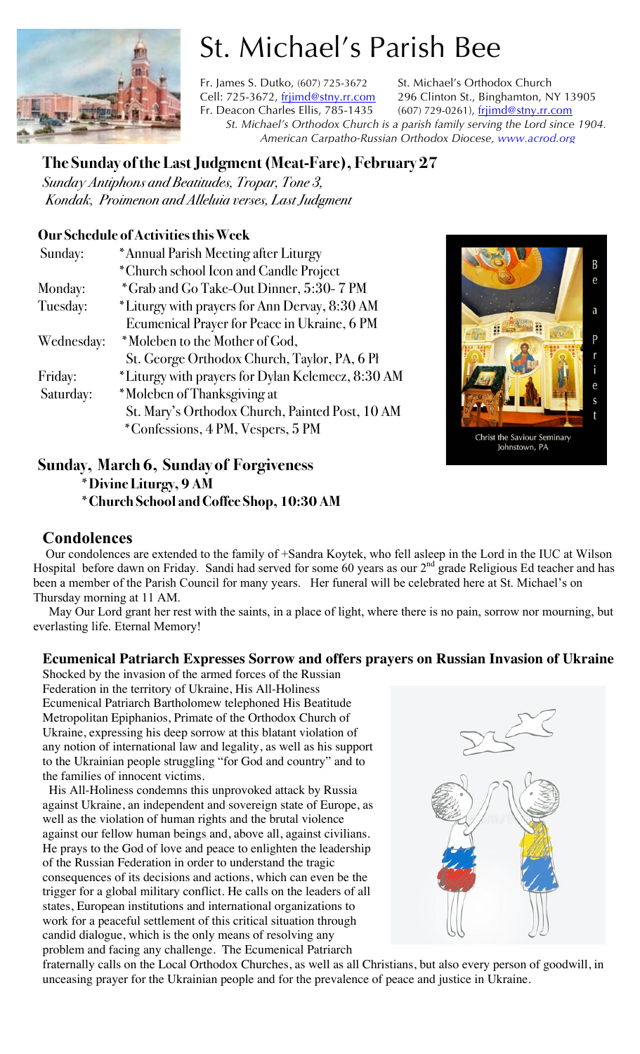# St. Michael's Parish Bee

Fr. James S. Dutko, (607) 725-3672
Cell: 725-3672, frjimd@stny.rr.com
Fr. Deacon Charles Ellis, 785-1435

St. Michael's Orthodox Church
296 Clinton St., Binghamton, NY 13905
(607) 729-0261), frjimd@stny.rr.com

*St. Michael's Orthodox Church is a parish family serving the Lord since 1904.*
*American Carpatho-Russian Orthodox Diocese, www.acrod.org*

## The Sunday of the Last Judgment (Meat-Fare), February 27

*Sunday Antiphons and Beatitudes, Tropar, Tone 3,*
*Kondak, Proimenon and Alleluia verses, Last Judgment*

### Our Schedule of Activities this Week

| | |
|---|---|
| Sunday: | *Annual Parish Meeting after Liturgy |
| | *Church school Icon and Candle Project |
| Monday: | *Grab and Go Take-Out Dinner, 5:30- 7 PM |
| Tuesday: | *Liturgy with prayers for Ann Dervay, 8:30 AM |
| | Ecumenical Prayer for Peace in Ukraine, 6 PM |
| Wednesday: | *Moleben to the Mother of God, |
| | St. George Orthodox Church, Taylor, PA, 6 PM |
| Friday: | *Liturgy with prayers for Dylan Kelemecz, 8:30 AM |
| Saturday: | *Moleben of Thanksgiving at |
| | St. Mary's Orthodox Church, Painted Post, 10 AM |
| | *Confessions, 4 PM, Vespers, 5 PM |

Be a Priest

Christ the Saviour Seminary
Johnstown, PA

### Sunday, March 6, Sunday of Forgiveness

**\*Divine Liturgy, 9 AM**
**\*Church School and Coffee Shop, 10:30 AM**

## Condolences

Our condolences are extended to the family of +Sandra Koytek, who fell asleep in the Lord in the IUC at Wilson Hospital before dawn on Friday. Sandi had served for some 60 years as our 2nd grade Religious Ed teacher and has been a member of the Parish Council for many years. Her funeral will be celebrated here at St. Michael's on Thursday morning at 11 AM.

May Our Lord grant her rest with the saints, in a place of light, where there is no pain, sorrow nor mourning, but everlasting life. Eternal Memory!

### Ecumenical Patriarch Expresses Sorrow and offers prayers on Russian Invasion of Ukraine

Shocked by the invasion of the armed forces of the Russian Federation in the territory of Ukraine, His All-Holiness Ecumenical Patriarch Bartholomew telephoned His Beatitude Metropolitan Epiphanios, Primate of the Orthodox Church of Ukraine, expressing his deep sorrow at this blatant violation of any notion of international law and legality, as well as his support to the Ukrainian people struggling "for God and country" and to the families of innocent victims.

His All-Holiness condemns this unprovoked attack by Russia against Ukraine, an independent and sovereign state of Europe, as well as the violation of human rights and the brutal violence against our fellow human beings and, above all, against civilians. He prays to the God of love and peace to enlighten the leadership of the Russian Federation in order to understand the tragic consequences of its decisions and actions, which can even be the trigger for a global military conflict. He calls on the leaders of all states, European institutions and international organizations to work for a peaceful settlement of this critical situation through candid dialogue, which is the only means of resolving any problem and facing any challenge. The Ecumenical Patriarch fraternally calls on the Local Orthodox Churches, as well as all Christians, but also every person of goodwill, in unceasing prayer for the Ukrainian people and for the prevalence of peace and justice in Ukraine.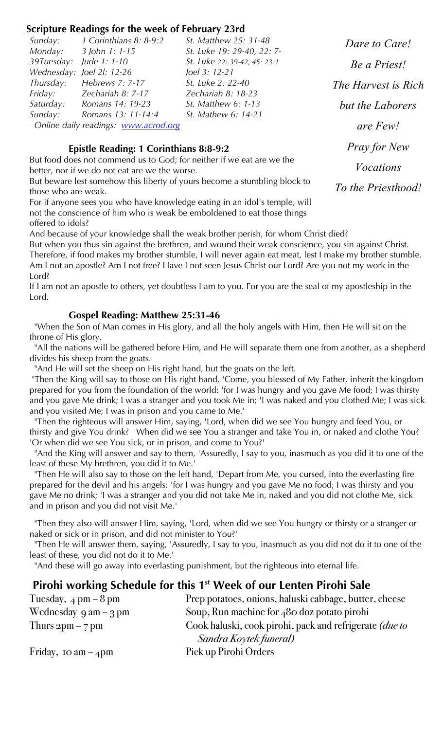## Scripture Readings for the week of February 23rd

| | | |
|---|---|---|
| *Sunday:* | *1 Corinthians 8: 8-9:2* | *St. Matthew 25: 31-48* |
| *Monday:* | *3 John 1: 1-15* | *St. Luke 19: 29-40, 22: 7-* |
| *39Tuesday:* | *Jude 1: 1-10* | *St. Luke 22: 39-42, 45: 23:1* |
| *Wednesday:* | *Joel 2l: 12-26* | *Joel 3: 12-21* |
| *Thursday:* | *Hebrews 7: 7-17* | *St. Luke 2: 22-40* |
| *Friday:* | *Zechariah 8: 7-17* | *Zechariah 8: 18-23* |
| *Saturday:* | *Romans 14: 19-23* | *St. Matthew 6: 1-13* |
| *Sunday:* | *Romans 13: 11-14:4* | *St. Mathew 6: 14-21* |

*Online daily readings: www.acrod.org*

*Dare to Care!*

*Be a Priest!*

*The Harvest is Rich*

*but the Laborers*

*are Few!*

*Pray for New*

*Vocations*

*To the Priesthood!*

### Epistle Reading: 1 Corinthians 8:8-9:2

But food does not commend us to God; for neither if we eat are we the better, nor if we do not eat are we the worse.

But beware lest somehow this liberty of yours become a stumbling block to those who are weak.

For if anyone sees you who have knowledge eating in an idol's temple, will not the conscience of him who is weak be emboldened to eat those things offered to idols?

And because of your knowledge shall the weak brother perish, for whom Christ died?

But when you thus sin against the brethren, and wound their weak conscience, you sin against Christ.

Therefore, if food makes my brother stumble, I will never again eat meat, lest I make my brother stumble.

Am I not an apostle? Am I not free? Have I not seen Jesus Christ our Lord? Are you not my work in the Lord?

If I am not an apostle to others, yet doubtless I am to you. For you are the seal of my apostleship in the Lord.

### Gospel Reading: Matthew 25:31-46

"When the Son of Man comes in His glory, and all the holy angels with Him, then He will sit on the throne of His glory.

"All the nations will be gathered before Him, and He will separate them one from another, as a shepherd divides his sheep from the goats.

"And He will set the sheep on His right hand, but the goats on the left.

"Then the King will say to those on His right hand, 'Come, you blessed of My Father, inherit the kingdom prepared for you from the foundation of the world: 'for I was hungry and you gave Me food; I was thirsty and you gave Me drink; I was a stranger and you took Me in; 'I was naked and you clothed Me; I was sick and you visited Me; I was in prison and you came to Me.'

"Then the righteous will answer Him, saying, 'Lord, when did we see You hungry and feed You, or thirsty and give You drink? 'When did we see You a stranger and take You in, or naked and clothe You? 'Or when did we see You sick, or in prison, and come to You?'

"And the King will answer and say to them, 'Assuredly, I say to you, inasmuch as you did it to one of the least of these My brethren, you did it to Me.'

"Then He will also say to those on the left hand, 'Depart from Me, you cursed, into the everlasting fire prepared for the devil and his angels: 'for I was hungry and you gave Me no food; I was thirsty and you gave Me no drink; 'I was a stranger and you did not take Me in, naked and you did not clothe Me, sick and in prison and you did not visit Me.'

"Then they also will answer Him, saying, 'Lord, when did we see You hungry or thirsty or a stranger or naked or sick or in prison, and did not minister to You?'

"Then He will answer them, saying, 'Assuredly, I say to you, inasmuch as you did not do it to one of the least of these, you did not do it to Me.'

"And these will go away into everlasting punishment, but the righteous into eternal life.

## Pirohi working Schedule for this 1st Week of our Lenten Pirohi Sale

| | |
|---|---|
| Tuesday, 4 pm – 8 pm | Prep potatoes, onions, haluski cabbage, butter, cheese |
| Wednesday 9 am – 3 pm | Soup, Run machine for 480 doz potato pirohi |
| Thurs 2pm – 7 pm | Cook haluski, cook pirohi, pack and refrigerate *(due to Sandra Koytek funeral)* |
| Friday, 10 am – 4pm | Pick up Pirohi Orders |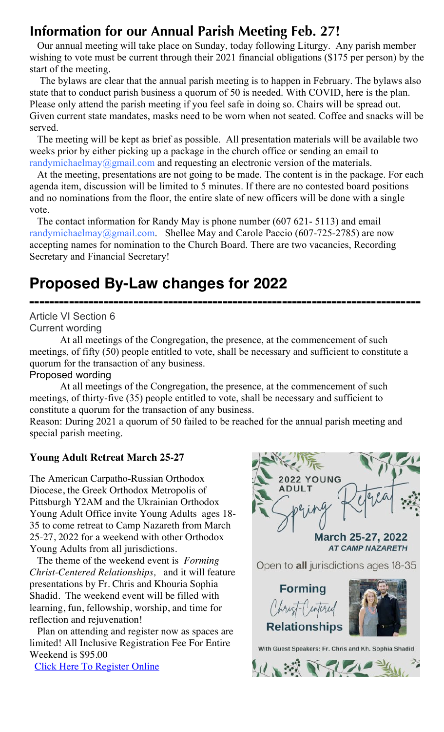## Information for our Annual Parish Meeting Feb. 27!

Our annual meeting will take place on Sunday, today following Liturgy. Any parish member wishing to vote must be current through their 2021 financial obligations ($175 per person) by the start of the meeting.

The bylaws are clear that the annual parish meeting is to happen in February. The bylaws also state that to conduct parish business a quorum of 50 is needed. With COVID, here is the plan. Please only attend the parish meeting if you feel safe in doing so. Chairs will be spread out. Given current state mandates, masks need to be worn when not seated. Coffee and snacks will be served.

The meeting will be kept as brief as possible. All presentation materials will be available two weeks prior by either picking up a package in the church office or sending an email to randymichaelmay@gmail.com and requesting an electronic version of the materials.

At the meeting, presentations are not going to be made. The content is in the package. For each agenda item, discussion will be limited to 5 minutes. If there are no contested board positions and no nominations from the floor, the entire slate of new officers will be done with a single vote.

The contact information for Randy May is phone number (607 621- 5113) and email randymichaelmay@gmail.com. Shellee May and Carole Paccio (607-725-2785) are now accepting names for nomination to the Church Board. There are two vacancies, Recording Secretary and Financial Secretary!

## Proposed By-Law changes for 2022

---

Article VI Section 6

Current wording

At all meetings of the Congregation, the presence, at the commencement of such meetings, of fifty (50) people entitled to vote, shall be necessary and sufficient to constitute a quorum for the transaction of any business.

Proposed wording

At all meetings of the Congregation, the presence, at the commencement of such meetings, of thirty-five (35) people entitled to vote, shall be necessary and sufficient to constitute a quorum for the transaction of any business.

Reason: During 2021 a quorum of 50 failed to be reached for the annual parish meeting and special parish meeting.

**Young Adult Retreat March 25-27**

The American Carpatho-Russian Orthodox Diocese, the Greek Orthodox Metropolis of Pittsburgh Y2AM and the Ukrainian Orthodox Young Adult Office invite Young Adults ages 18-35 to come retreat to Camp Nazareth from March 25-27, 2022 for a weekend with other Orthodox Young Adults from all jurisdictions.

The theme of the weekend event is *Forming Christ-Centered Relationships,* and it will feature presentations by Fr. Chris and Khouria Sophia Shadid. The weekend event will be filled with learning, fun, fellowship, worship, and time for reflection and rejuvenation!

Plan on attending and register now as spaces are limited! All Inclusive Registration Fee For Entire Weekend is $95.00

Click Here To Register Online

2022 YOUNG ADULT Spring Retreat

March 25-27, 2022 *AT CAMP NAZARETH*

Open to **all** jurisdictions ages 18-35

Forming Christ-Centered Relationships

With Guest Speakers: Fr. Chris and Kh. Sophia Shadid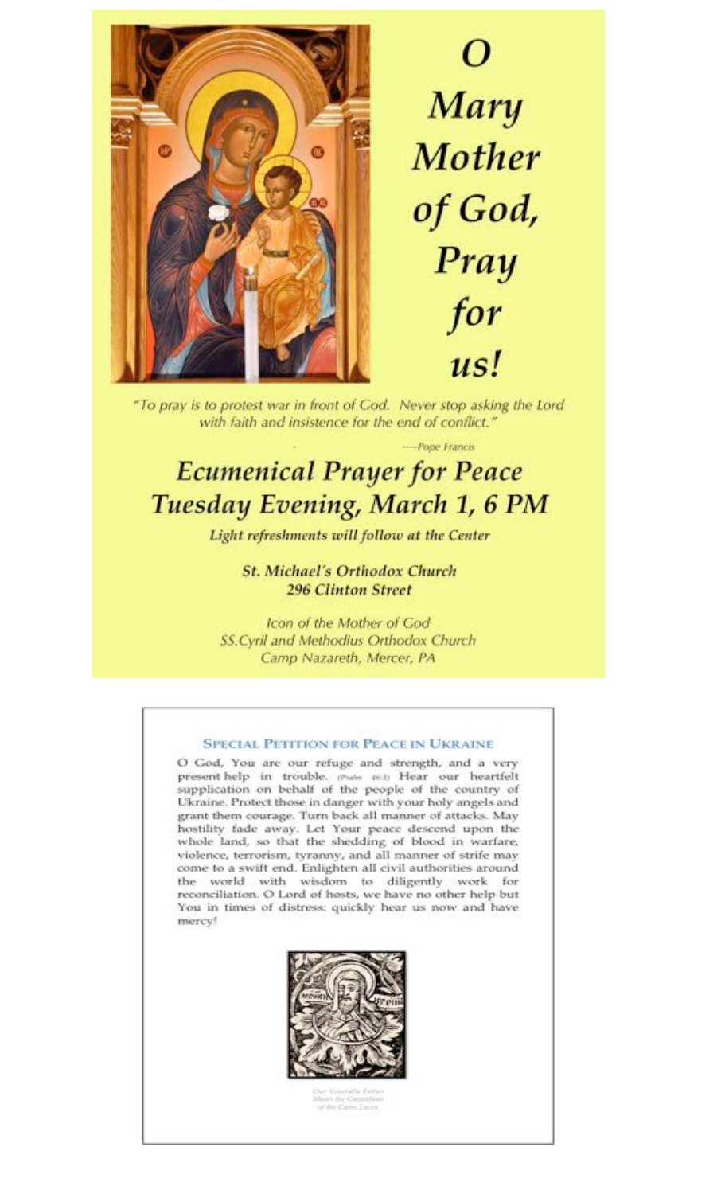# O Mary Mother of God, Pray for us!

*"To pray is to protest war in front of God. Never stop asking the Lord with faith and insistence for the end of conflict."*

—Pope Francis

## *Ecumenical Prayer for Peace*
## *Tuesday Evening, March 1, 6 PM*

***Light refreshments will follow at the Center***

**St. Michael's Orthodox Church**
**296 Clinton Street**

*Icon of the Mother of God*
*SS.Cyril and Methodius Orthodox Church*
*Camp Nazareth, Mercer, PA*

---

### SPECIAL PETITION FOR PEACE IN UKRAINE

O God, You are our refuge and strength, and a very present help in trouble. (Psalm 46:1) Hear our heartfelt supplication on behalf of the people of the country of Ukraine. Protect those in danger with your holy angels and grant them courage. Turn back all manner of attacks. May hostility fade away. Let Your peace descend upon the whole land, so that the shedding of blood in warfare, violence, terrorism, tyranny, and all manner of strife may come to a swift end. Enlighten all civil authorities around the world with wisdom to diligently work for reconciliation. O Lord of hosts, we have no other help but You in times of distress: quickly hear us now and have mercy!

Our Venerable Father Moses the Carpathian of the Caves Lavra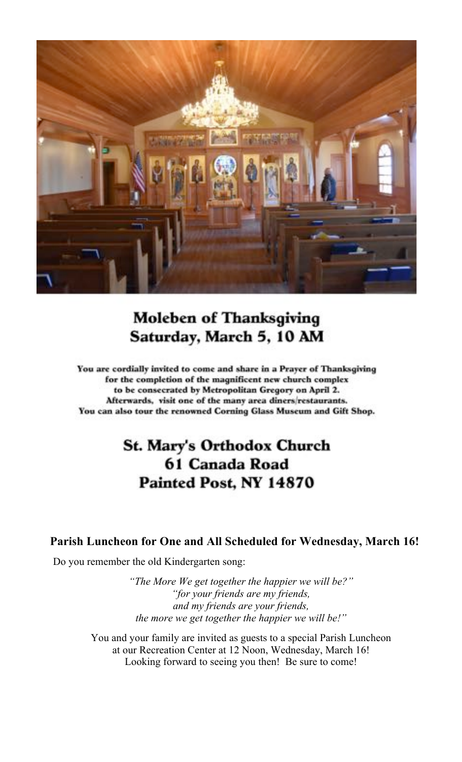## Moleben of Thanksgiving
## Saturday, March 5, 10 AM

**You are cordially invited to come and share in a Prayer of Thanksgiving for the completion of the magnificent new church complex to be consecrated by Metropolitan Gregory on April 2. Afterwards, visit one of the many area diners/restaurants. You can also tour the renowned Corning Glass Museum and Gift Shop.**

## St. Mary's Orthodox Church
## 61 Canada Road
## Painted Post, NY 14870

### Parish Luncheon for One and All Scheduled for Wednesday, March 16!

Do you remember the old Kindergarten song:

*"The More We get together the happier we will be?"*
*"for your friends are my friends,*
*and my friends are your friends,*
*the more we get together the happier we will be!"*

You and your family are invited as guests to a special Parish Luncheon at our Recreation Center at 12 Noon, Wednesday, March 16! Looking forward to seeing you then! Be sure to come!